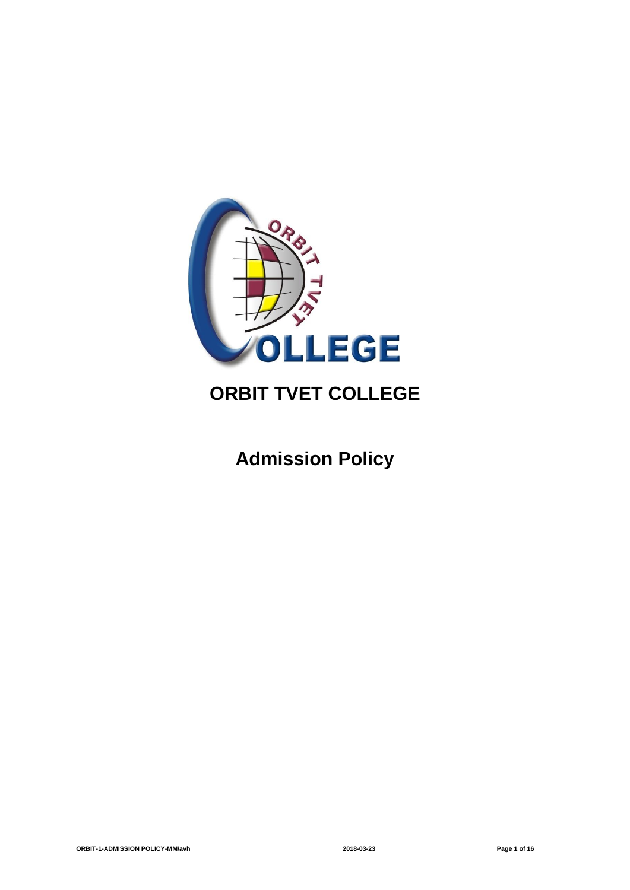# ORBIT TVET COLLEGE

## Admission Policy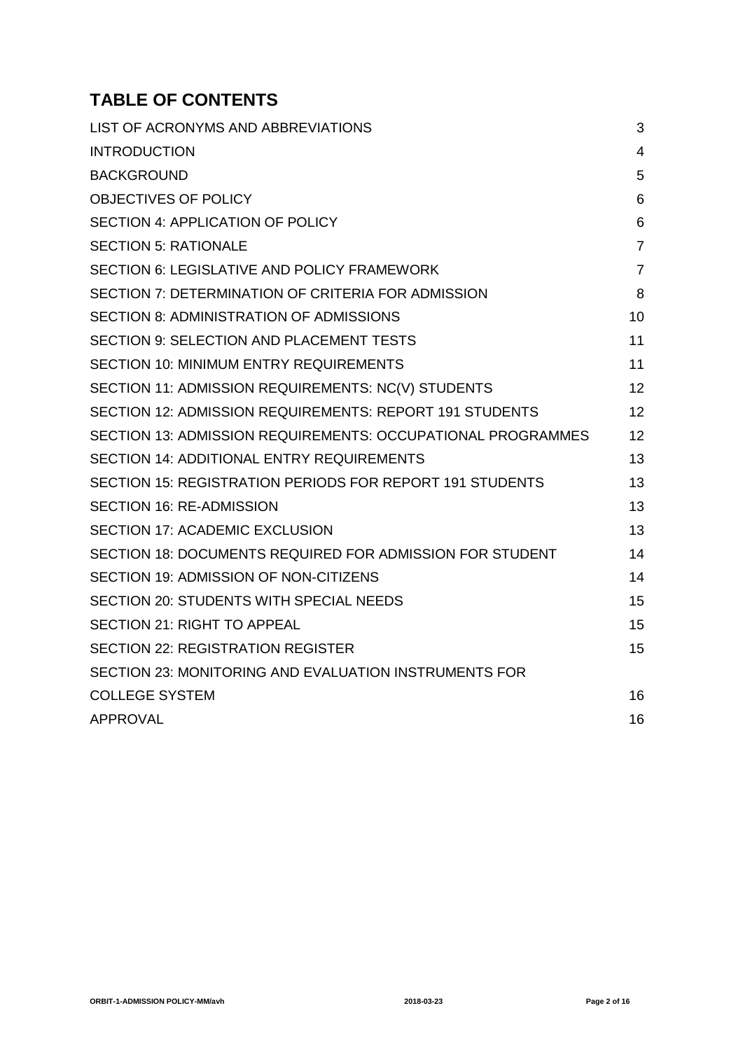## TABLE OF CONTENTS

| | |
|---|---|
| LIST OF ACRONYMS AND ABBREVIATIONS | 3 |
| INTRODUCTION | 4 |
| BACKGROUND | 5 |
| OBJECTIVES OF POLICY | 6 |
| SECTION 4: APPLICATION OF POLICY | 6 |
| SECTION 5: RATIONALE | 7 |
| SECTION 6: LEGISLATIVE AND POLICY FRAMEWORK | 7 |
| SECTION 7: DETERMINATION OF CRITERIA FOR ADMISSION | 8 |
| SECTION 8: ADMINISTRATION OF ADMISSIONS | 10 |
| SECTION 9: SELECTION AND PLACEMENT TESTS | 11 |
| SECTION 10: MINIMUM ENTRY REQUIREMENTS | 11 |
| SECTION 11: ADMISSION REQUIREMENTS: NC(V) STUDENTS | 12 |
| SECTION 12: ADMISSION REQUIREMENTS: REPORT 191 STUDENTS | 12 |
| SECTION 13: ADMISSION REQUIREMENTS: OCCUPATIONAL PROGRAMMES | 12 |
| SECTION 14: ADDITIONAL ENTRY REQUIREMENTS | 13 |
| SECTION 15: REGISTRATION PERIODS FOR REPORT 191 STUDENTS | 13 |
| SECTION 16: RE-ADMISSION | 13 |
| SECTION 17: ACADEMIC EXCLUSION | 13 |
| SECTION 18: DOCUMENTS REQUIRED FOR ADMISSION FOR STUDENT | 14 |
| SECTION 19: ADMISSION OF NON-CITIZENS | 14 |
| SECTION 20: STUDENTS WITH SPECIAL NEEDS | 15 |
| SECTION 21: RIGHT TO APPEAL | 15 |
| SECTION 22: REGISTRATION REGISTER | 15 |
| SECTION 23: MONITORING AND EVALUATION INSTRUMENTS FOR COLLEGE SYSTEM | 16 |
| APPROVAL | 16 |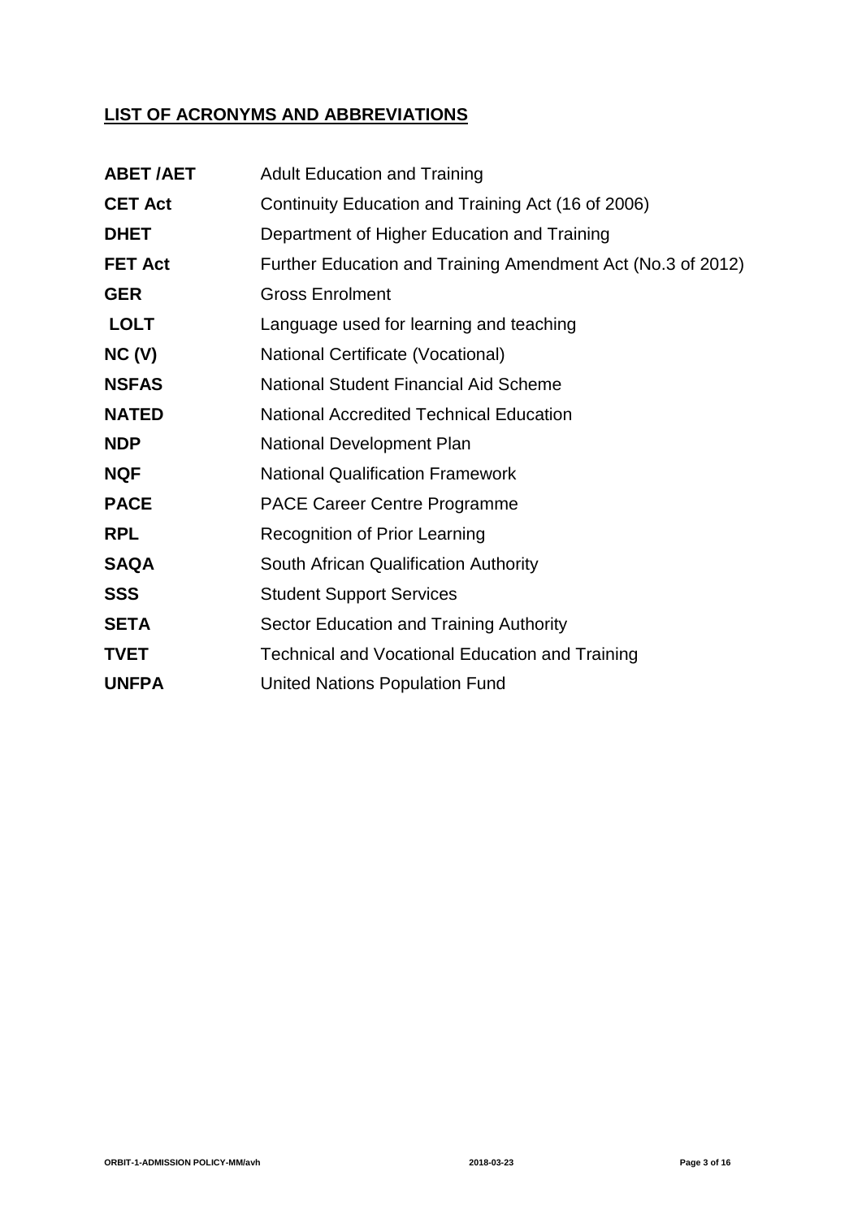## LIST OF ACRONYMS AND ABBREVIATIONS

| | |
|---|---|
| **ABET /AET** | Adult Education and Training |
| **CET Act** | Continuity Education and Training Act (16 of 2006) |
| **DHET** | Department of Higher Education and Training |
| **FET Act** | Further Education and Training Amendment Act (No.3 of 2012) |
| **GER** | Gross Enrolment |
| **LOLT** | Language used for learning and teaching |
| **NC (V)** | National Certificate (Vocational) |
| **NSFAS** | National Student Financial Aid Scheme |
| **NATED** | National Accredited Technical Education |
| **NDP** | National Development Plan |
| **NQF** | National Qualification Framework |
| **PACE** | PACE Career Centre Programme |
| **RPL** | Recognition of Prior Learning |
| **SAQA** | South African Qualification Authority |
| **SSS** | Student Support Services |
| **SETA** | Sector Education and Training Authority |
| **TVET** | Technical and Vocational Education and Training |
| **UNFPA** | United Nations Population Fund |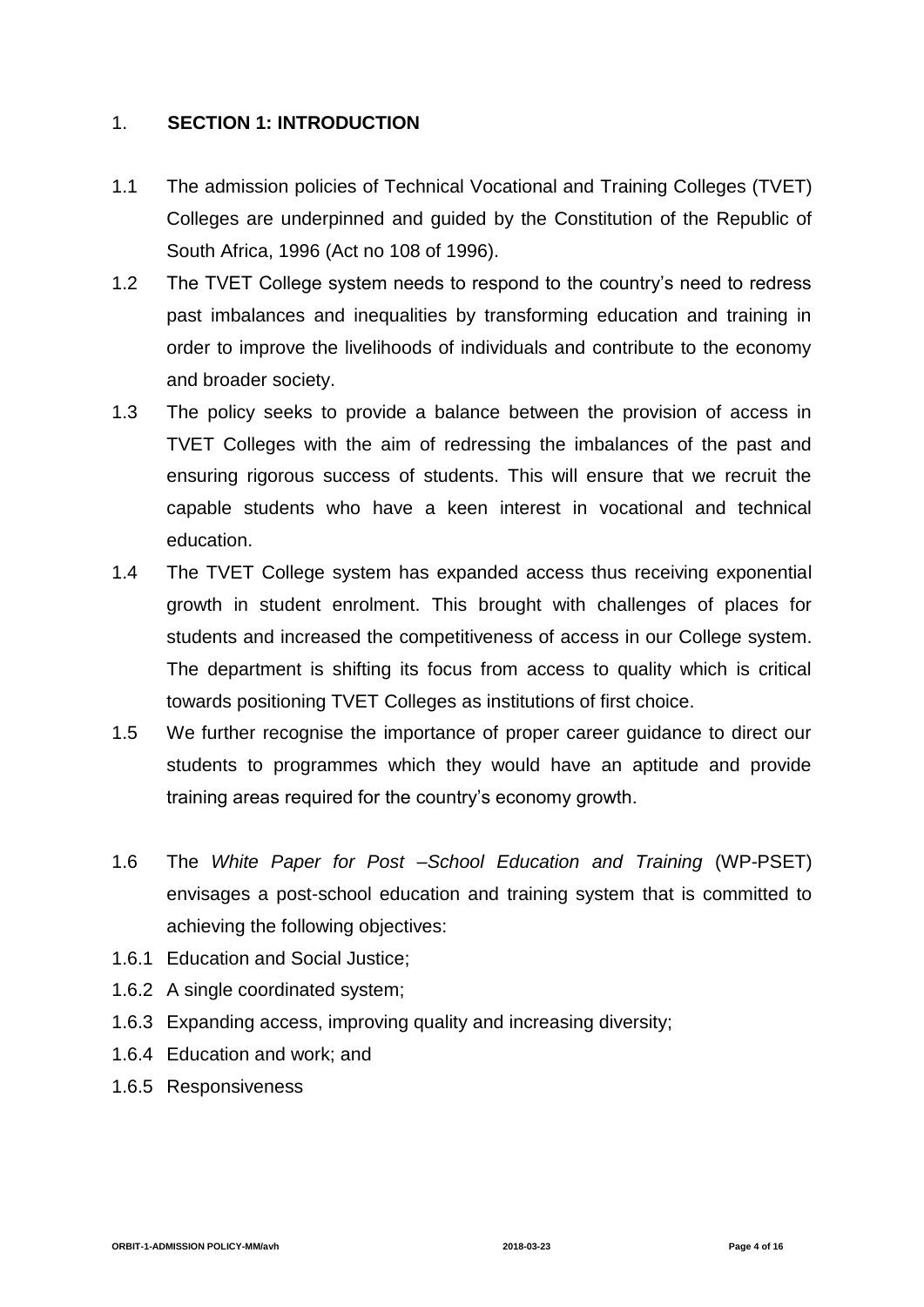## 1. SECTION 1: INTRODUCTION

1.1 The admission policies of Technical Vocational and Training Colleges (TVET) Colleges are underpinned and guided by the Constitution of the Republic of South Africa, 1996 (Act no 108 of 1996).

1.2 The TVET College system needs to respond to the country's need to redress past imbalances and inequalities by transforming education and training in order to improve the livelihoods of individuals and contribute to the economy and broader society.

1.3 The policy seeks to provide a balance between the provision of access in TVET Colleges with the aim of redressing the imbalances of the past and ensuring rigorous success of students. This will ensure that we recruit the capable students who have a keen interest in vocational and technical education.

1.4 The TVET College system has expanded access thus receiving exponential growth in student enrolment. This brought with challenges of places for students and increased the competitiveness of access in our College system. The department is shifting its focus from access to quality which is critical towards positioning TVET Colleges as institutions of first choice.

1.5 We further recognise the importance of proper career guidance to direct our students to programmes which they would have an aptitude and provide training areas required for the country's economy growth.

1.6 The *White Paper for Post –School Education and Training* (WP-PSET) envisages a post-school education and training system that is committed to achieving the following objectives:

1.6.1 Education and Social Justice;

1.6.2 A single coordinated system;

1.6.3 Expanding access, improving quality and increasing diversity;

1.6.4 Education and work; and

1.6.5 Responsiveness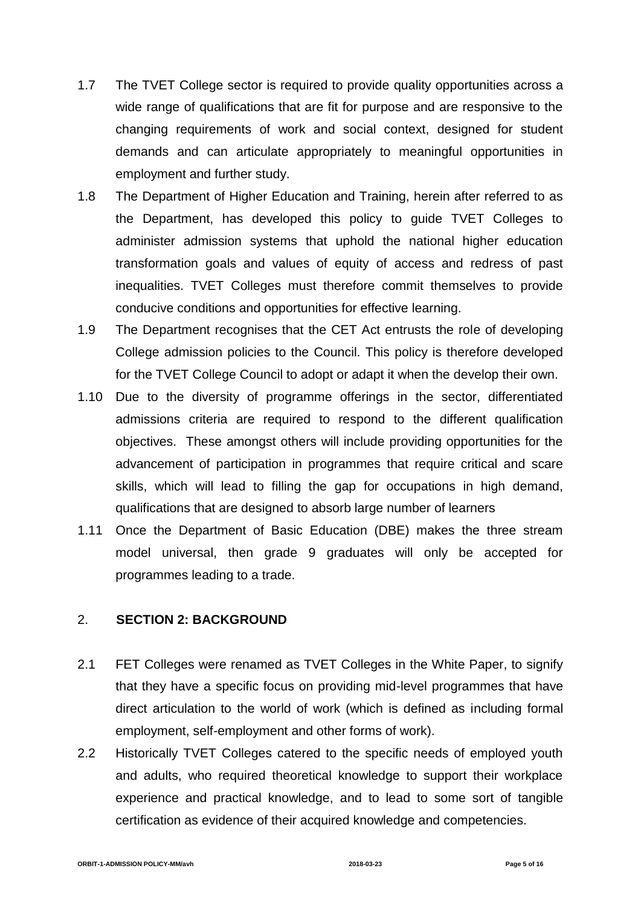1.7 The TVET College sector is required to provide quality opportunities across a wide range of qualifications that are fit for purpose and are responsive to the changing requirements of work and social context, designed for student demands and can articulate appropriately to meaningful opportunities in employment and further study.

1.8 The Department of Higher Education and Training, herein after referred to as the Department, has developed this policy to guide TVET Colleges to administer admission systems that uphold the national higher education transformation goals and values of equity of access and redress of past inequalities. TVET Colleges must therefore commit themselves to provide conducive conditions and opportunities for effective learning.

1.9 The Department recognises that the CET Act entrusts the role of developing College admission policies to the Council. This policy is therefore developed for the TVET College Council to adopt or adapt it when the develop their own.

1.10 Due to the diversity of programme offerings in the sector, differentiated admissions criteria are required to respond to the different qualification objectives. These amongst others will include providing opportunities for the advancement of participation in programmes that require critical and scare skills, which will lead to filling the gap for occupations in high demand, qualifications that are designed to absorb large number of learners

1.11 Once the Department of Basic Education (DBE) makes the three stream model universal, then grade 9 graduates will only be accepted for programmes leading to a trade.

## 2. SECTION 2: BACKGROUND

2.1 FET Colleges were renamed as TVET Colleges in the White Paper, to signify that they have a specific focus on providing mid-level programmes that have direct articulation to the world of work (which is defined as including formal employment, self-employment and other forms of work).

2.2 Historically TVET Colleges catered to the specific needs of employed youth and adults, who required theoretical knowledge to support their workplace experience and practical knowledge, and to lead to some sort of tangible certification as evidence of their acquired knowledge and competencies.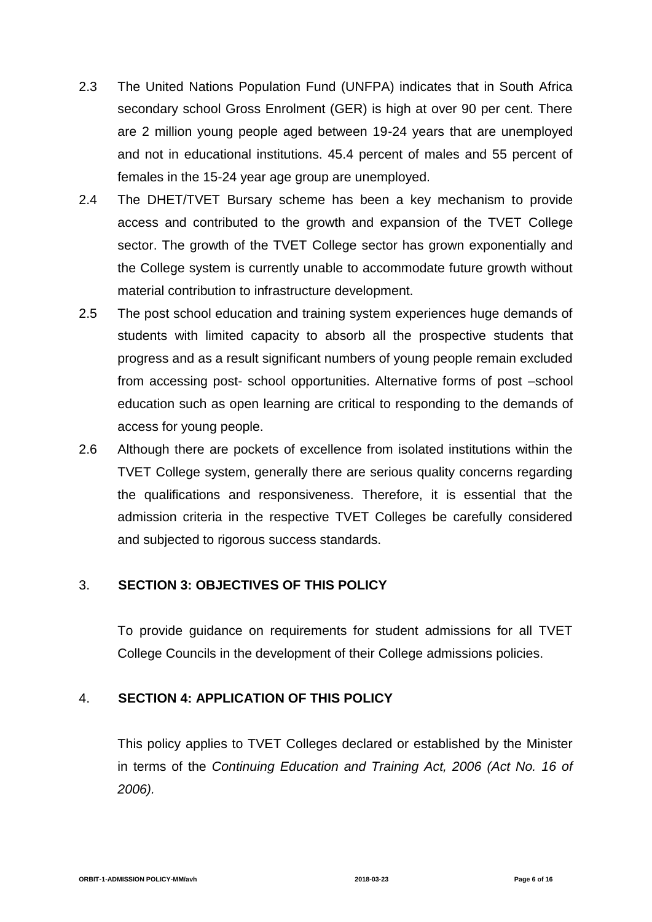2.3 The United Nations Population Fund (UNFPA) indicates that in South Africa secondary school Gross Enrolment (GER) is high at over 90 per cent. There are 2 million young people aged between 19-24 years that are unemployed and not in educational institutions. 45.4 percent of males and 55 percent of females in the 15-24 year age group are unemployed.

2.4 The DHET/TVET Bursary scheme has been a key mechanism to provide access and contributed to the growth and expansion of the TVET College sector. The growth of the TVET College sector has grown exponentially and the College system is currently unable to accommodate future growth without material contribution to infrastructure development.

2.5 The post school education and training system experiences huge demands of students with limited capacity to absorb all the prospective students that progress and as a result significant numbers of young people remain excluded from accessing post- school opportunities. Alternative forms of post –school education such as open learning are critical to responding to the demands of access for young people.

2.6 Although there are pockets of excellence from isolated institutions within the TVET College system, generally there are serious quality concerns regarding the qualifications and responsiveness. Therefore, it is essential that the admission criteria in the respective TVET Colleges be carefully considered and subjected to rigorous success standards.

## 3. SECTION 3: OBJECTIVES OF THIS POLICY

To provide guidance on requirements for student admissions for all TVET College Councils in the development of their College admissions policies.

## 4. SECTION 4: APPLICATION OF THIS POLICY

This policy applies to TVET Colleges declared or established by the Minister in terms of the *Continuing Education and Training Act, 2006 (Act No. 16 of 2006).*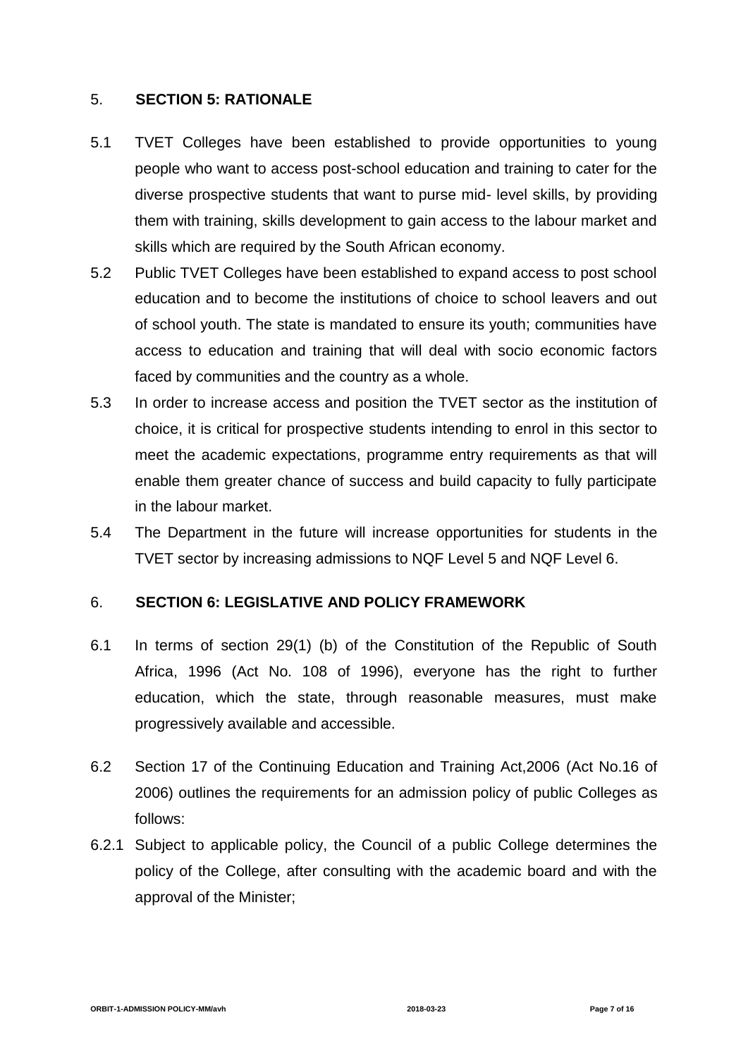## 5. SECTION 5: RATIONALE

5.1 TVET Colleges have been established to provide opportunities to young people who want to access post-school education and training to cater for the diverse prospective students that want to purse mid- level skills, by providing them with training, skills development to gain access to the labour market and skills which are required by the South African economy.

5.2 Public TVET Colleges have been established to expand access to post school education and to become the institutions of choice to school leavers and out of school youth. The state is mandated to ensure its youth; communities have access to education and training that will deal with socio economic factors faced by communities and the country as a whole.

5.3 In order to increase access and position the TVET sector as the institution of choice, it is critical for prospective students intending to enrol in this sector to meet the academic expectations, programme entry requirements as that will enable them greater chance of success and build capacity to fully participate in the labour market.

5.4 The Department in the future will increase opportunities for students in the TVET sector by increasing admissions to NQF Level 5 and NQF Level 6.

## 6. SECTION 6: LEGISLATIVE AND POLICY FRAMEWORK

6.1 In terms of section 29(1) (b) of the Constitution of the Republic of South Africa, 1996 (Act No. 108 of 1996), everyone has the right to further education, which the state, through reasonable measures, must make progressively available and accessible.

6.2 Section 17 of the Continuing Education and Training Act,2006 (Act No.16 of 2006) outlines the requirements for an admission policy of public Colleges as follows:

6.2.1 Subject to applicable policy, the Council of a public College determines the policy of the College, after consulting with the academic board and with the approval of the Minister;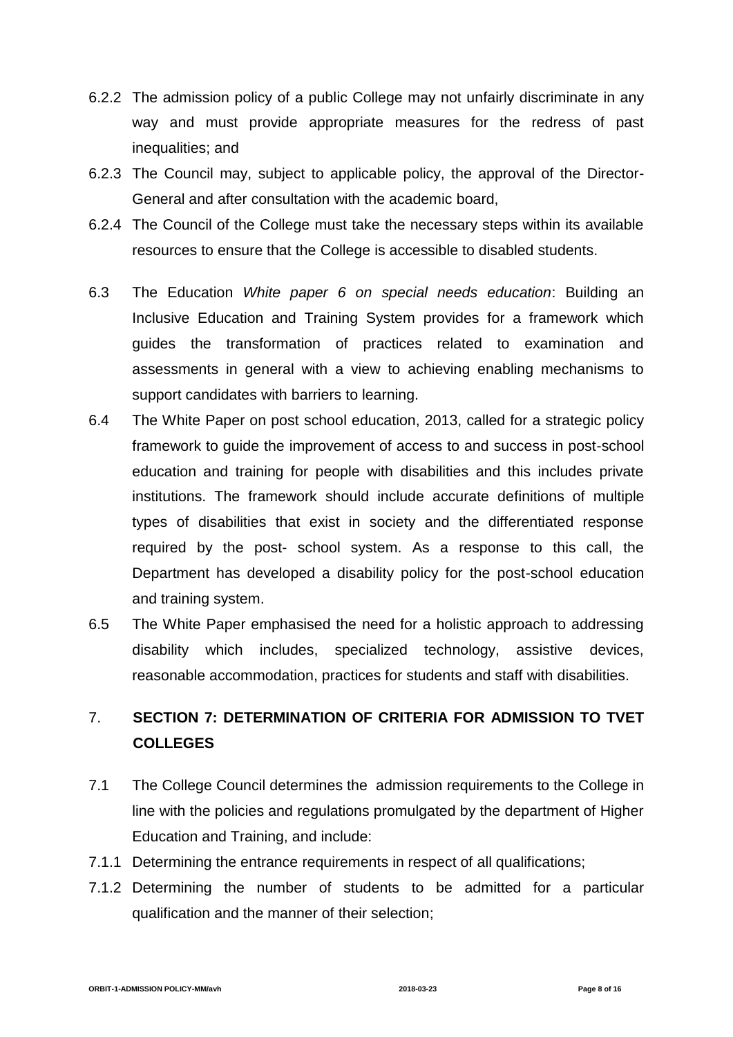6.2.2 The admission policy of a public College may not unfairly discriminate in any way and must provide appropriate measures for the redress of past inequalities; and

6.2.3 The Council may, subject to applicable policy, the approval of the Director-General and after consultation with the academic board,

6.2.4 The Council of the College must take the necessary steps within its available resources to ensure that the College is accessible to disabled students.

6.3 The Education *White paper 6 on special needs education*: Building an Inclusive Education and Training System provides for a framework which guides the transformation of practices related to examination and assessments in general with a view to achieving enabling mechanisms to support candidates with barriers to learning.

6.4 The White Paper on post school education, 2013, called for a strategic policy framework to guide the improvement of access to and success in post-school education and training for people with disabilities and this includes private institutions. The framework should include accurate definitions of multiple types of disabilities that exist in society and the differentiated response required by the post- school system. As a response to this call, the Department has developed a disability policy for the post-school education and training system.

6.5 The White Paper emphasised the need for a holistic approach to addressing disability which includes, specialized technology, assistive devices, reasonable accommodation, practices for students and staff with disabilities.

## 7. SECTION 7: DETERMINATION OF CRITERIA FOR ADMISSION TO TVET COLLEGES

7.1 The College Council determines the admission requirements to the College in line with the policies and regulations promulgated by the department of Higher Education and Training, and include:

7.1.1 Determining the entrance requirements in respect of all qualifications;

7.1.2 Determining the number of students to be admitted for a particular qualification and the manner of their selection;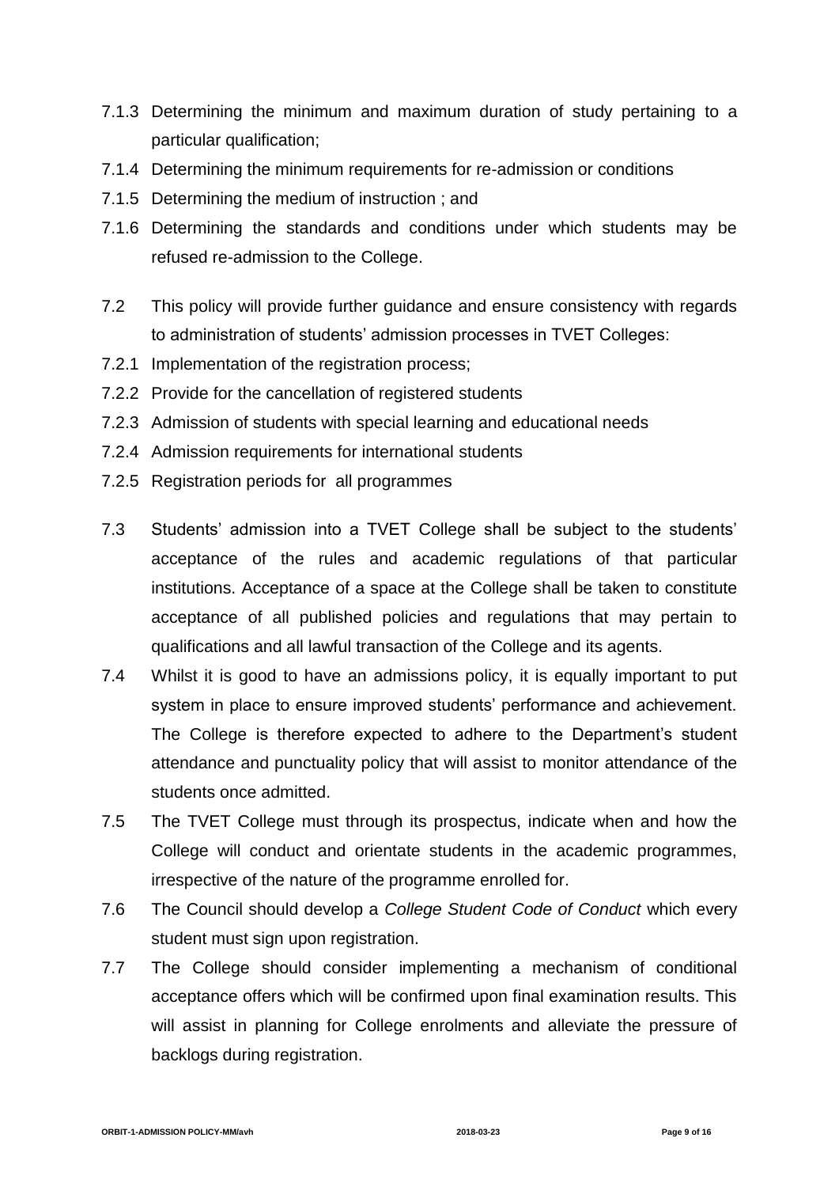7.1.3 Determining the minimum and maximum duration of study pertaining to a particular qualification;

7.1.4 Determining the minimum requirements for re-admission or conditions

7.1.5 Determining the medium of instruction ; and

7.1.6 Determining the standards and conditions under which students may be refused re-admission to the College.

7.2 This policy will provide further guidance and ensure consistency with regards to administration of students' admission processes in TVET Colleges:

7.2.1 Implementation of the registration process;

7.2.2 Provide for the cancellation of registered students

7.2.3 Admission of students with special learning and educational needs

7.2.4 Admission requirements for international students

7.2.5 Registration periods for all programmes

7.3 Students' admission into a TVET College shall be subject to the students' acceptance of the rules and academic regulations of that particular institutions. Acceptance of a space at the College shall be taken to constitute acceptance of all published policies and regulations that may pertain to qualifications and all lawful transaction of the College and its agents.

7.4 Whilst it is good to have an admissions policy, it is equally important to put system in place to ensure improved students' performance and achievement. The College is therefore expected to adhere to the Department's student attendance and punctuality policy that will assist to monitor attendance of the students once admitted.

7.5 The TVET College must through its prospectus, indicate when and how the College will conduct and orientate students in the academic programmes, irrespective of the nature of the programme enrolled for.

7.6 The Council should develop a *College Student Code of Conduct* which every student must sign upon registration.

7.7 The College should consider implementing a mechanism of conditional acceptance offers which will be confirmed upon final examination results. This will assist in planning for College enrolments and alleviate the pressure of backlogs during registration.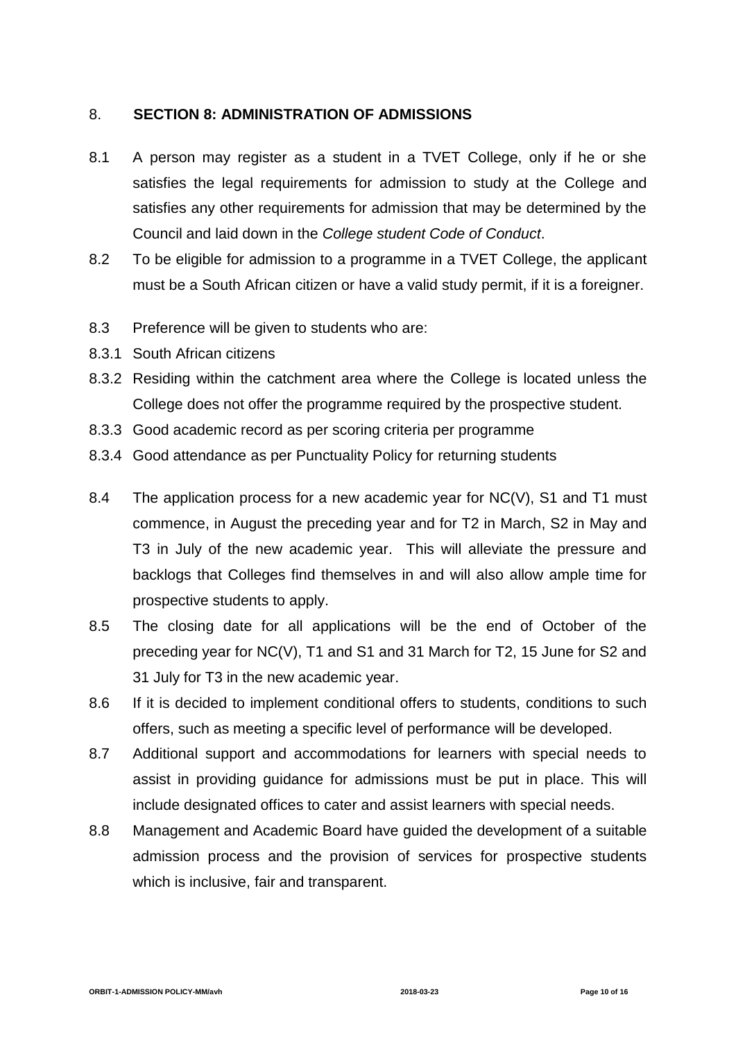## 8. SECTION 8: ADMINISTRATION OF ADMISSIONS

8.1 A person may register as a student in a TVET College, only if he or she satisfies the legal requirements for admission to study at the College and satisfies any other requirements for admission that may be determined by the Council and laid down in the *College student Code of Conduct*.

8.2 To be eligible for admission to a programme in a TVET College, the applicant must be a South African citizen or have a valid study permit, if it is a foreigner.

8.3 Preference will be given to students who are:

8.3.1 South African citizens

8.3.2 Residing within the catchment area where the College is located unless the College does not offer the programme required by the prospective student.

8.3.3 Good academic record as per scoring criteria per programme

8.3.4 Good attendance as per Punctuality Policy for returning students

8.4 The application process for a new academic year for NC(V), S1 and T1 must commence, in August the preceding year and for T2 in March, S2 in May and T3 in July of the new academic year. This will alleviate the pressure and backlogs that Colleges find themselves in and will also allow ample time for prospective students to apply.

8.5 The closing date for all applications will be the end of October of the preceding year for NC(V), T1 and S1 and 31 March for T2, 15 June for S2 and 31 July for T3 in the new academic year.

8.6 If it is decided to implement conditional offers to students, conditions to such offers, such as meeting a specific level of performance will be developed.

8.7 Additional support and accommodations for learners with special needs to assist in providing guidance for admissions must be put in place. This will include designated offices to cater and assist learners with special needs.

8.8 Management and Academic Board have guided the development of a suitable admission process and the provision of services for prospective students which is inclusive, fair and transparent.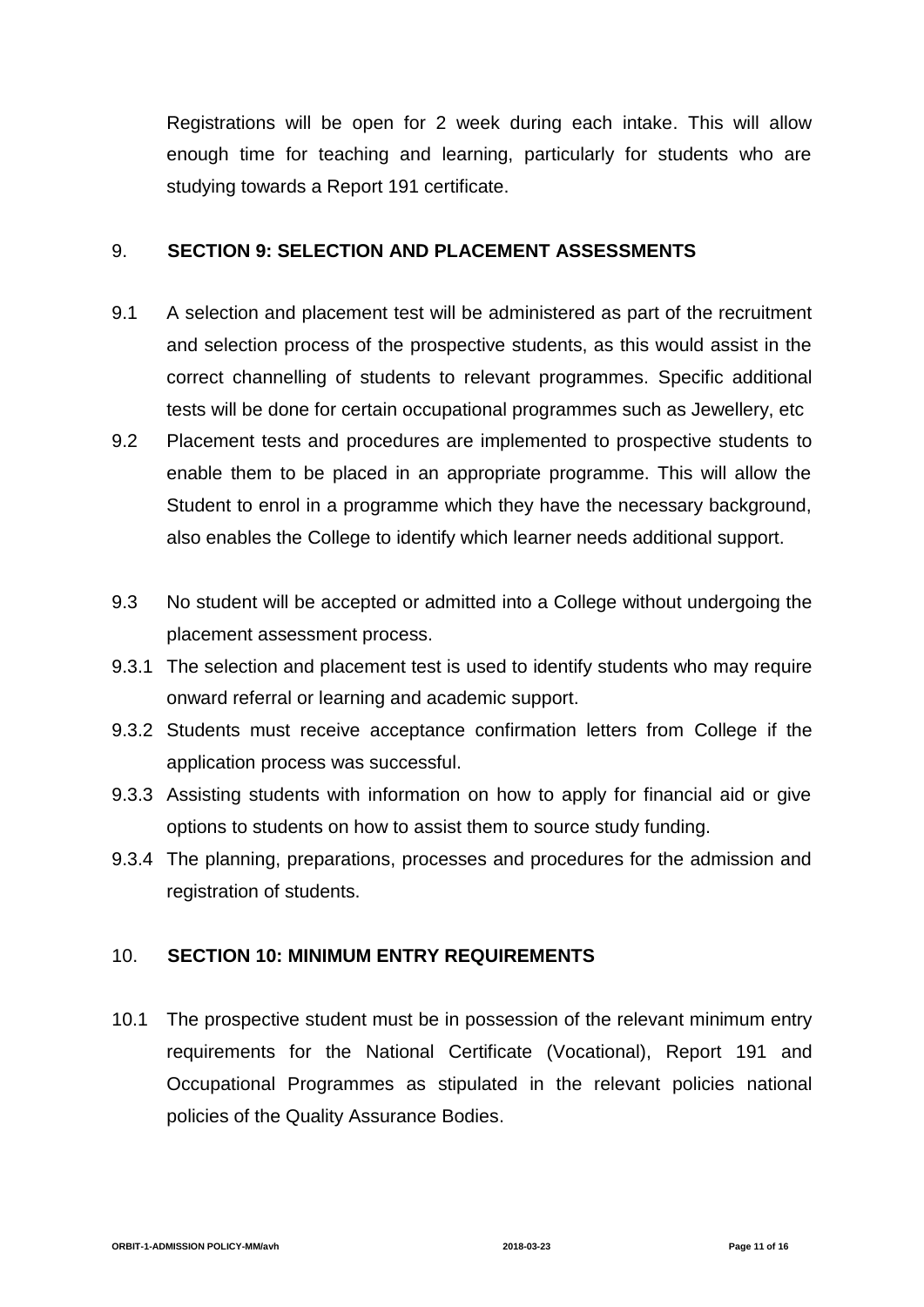Registrations will be open for 2 week during each intake. This will allow enough time for teaching and learning, particularly for students who are studying towards a Report 191 certificate.

## 9. SECTION 9: SELECTION AND PLACEMENT ASSESSMENTS

9.1 A selection and placement test will be administered as part of the recruitment and selection process of the prospective students, as this would assist in the correct channelling of students to relevant programmes. Specific additional tests will be done for certain occupational programmes such as Jewellery, etc

9.2 Placement tests and procedures are implemented to prospective students to enable them to be placed in an appropriate programme. This will allow the Student to enrol in a programme which they have the necessary background, also enables the College to identify which learner needs additional support.

9.3 No student will be accepted or admitted into a College without undergoing the placement assessment process.

9.3.1 The selection and placement test is used to identify students who may require onward referral or learning and academic support.

9.3.2 Students must receive acceptance confirmation letters from College if the application process was successful.

9.3.3 Assisting students with information on how to apply for financial aid or give options to students on how to assist them to source study funding.

9.3.4 The planning, preparations, processes and procedures for the admission and registration of students.

## 10. SECTION 10: MINIMUM ENTRY REQUIREMENTS

10.1 The prospective student must be in possession of the relevant minimum entry requirements for the National Certificate (Vocational), Report 191 and Occupational Programmes as stipulated in the relevant policies national policies of the Quality Assurance Bodies.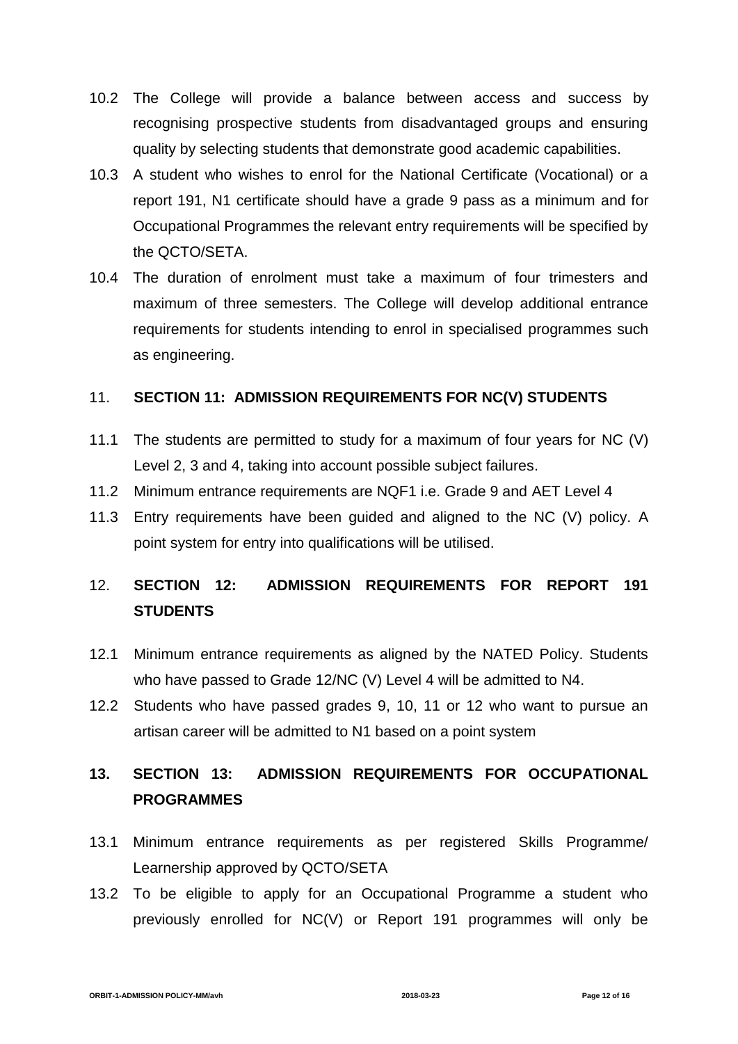10.2 The College will provide a balance between access and success by recognising prospective students from disadvantaged groups and ensuring quality by selecting students that demonstrate good academic capabilities.

10.3 A student who wishes to enrol for the National Certificate (Vocational) or a report 191, N1 certificate should have a grade 9 pass as a minimum and for Occupational Programmes the relevant entry requirements will be specified by the QCTO/SETA.

10.4 The duration of enrolment must take a maximum of four trimesters and maximum of three semesters. The College will develop additional entrance requirements for students intending to enrol in specialised programmes such as engineering.

## 11. **SECTION 11: ADMISSION REQUIREMENTS FOR NC(V) STUDENTS**

11.1 The students are permitted to study for a maximum of four years for NC (V) Level 2, 3 and 4, taking into account possible subject failures.

11.2 Minimum entrance requirements are NQF1 i.e. Grade 9 and AET Level 4

11.3 Entry requirements have been guided and aligned to the NC (V) policy. A point system for entry into qualifications will be utilised.

## 12. **SECTION 12: ADMISSION REQUIREMENTS FOR REPORT 191 STUDENTS**

12.1 Minimum entrance requirements as aligned by the NATED Policy. Students who have passed to Grade 12/NC (V) Level 4 will be admitted to N4.

12.2 Students who have passed grades 9, 10, 11 or 12 who want to pursue an artisan career will be admitted to N1 based on a point system

## 13. **SECTION 13: ADMISSION REQUIREMENTS FOR OCCUPATIONAL PROGRAMMES**

13.1 Minimum entrance requirements as per registered Skills Programme/ Learnership approved by QCTO/SETA

13.2 To be eligible to apply for an Occupational Programme a student who previously enrolled for NC(V) or Report 191 programmes will only be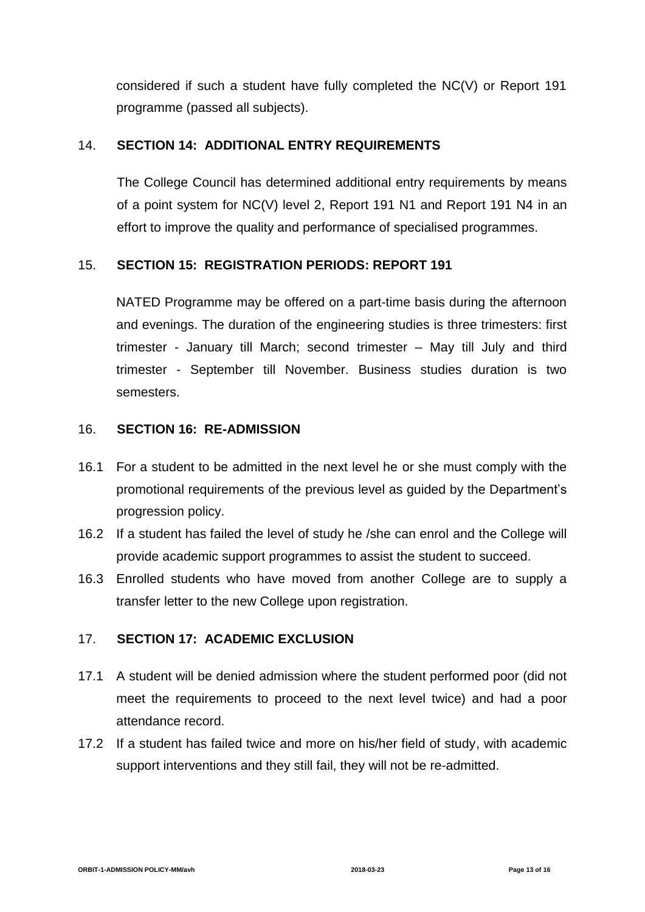considered if such a student have fully completed the NC(V) or Report 191 programme (passed all subjects).

## 14. SECTION 14: ADDITIONAL ENTRY REQUIREMENTS

The College Council has determined additional entry requirements by means of a point system for NC(V) level 2, Report 191 N1 and Report 191 N4 in an effort to improve the quality and performance of specialised programmes.

## 15. SECTION 15: REGISTRATION PERIODS: REPORT 191

NATED Programme may be offered on a part-time basis during the afternoon and evenings. The duration of the engineering studies is three trimesters: first trimester - January till March; second trimester – May till July and third trimester - September till November. Business studies duration is two semesters.

## 16. SECTION 16: RE-ADMISSION

16.1 For a student to be admitted in the next level he or she must comply with the promotional requirements of the previous level as guided by the Department's progression policy.

16.2 If a student has failed the level of study he /she can enrol and the College will provide academic support programmes to assist the student to succeed.

16.3 Enrolled students who have moved from another College are to supply a transfer letter to the new College upon registration.

## 17. SECTION 17: ACADEMIC EXCLUSION

17.1 A student will be denied admission where the student performed poor (did not meet the requirements to proceed to the next level twice) and had a poor attendance record.

17.2 If a student has failed twice and more on his/her field of study, with academic support interventions and they still fail, they will not be re-admitted.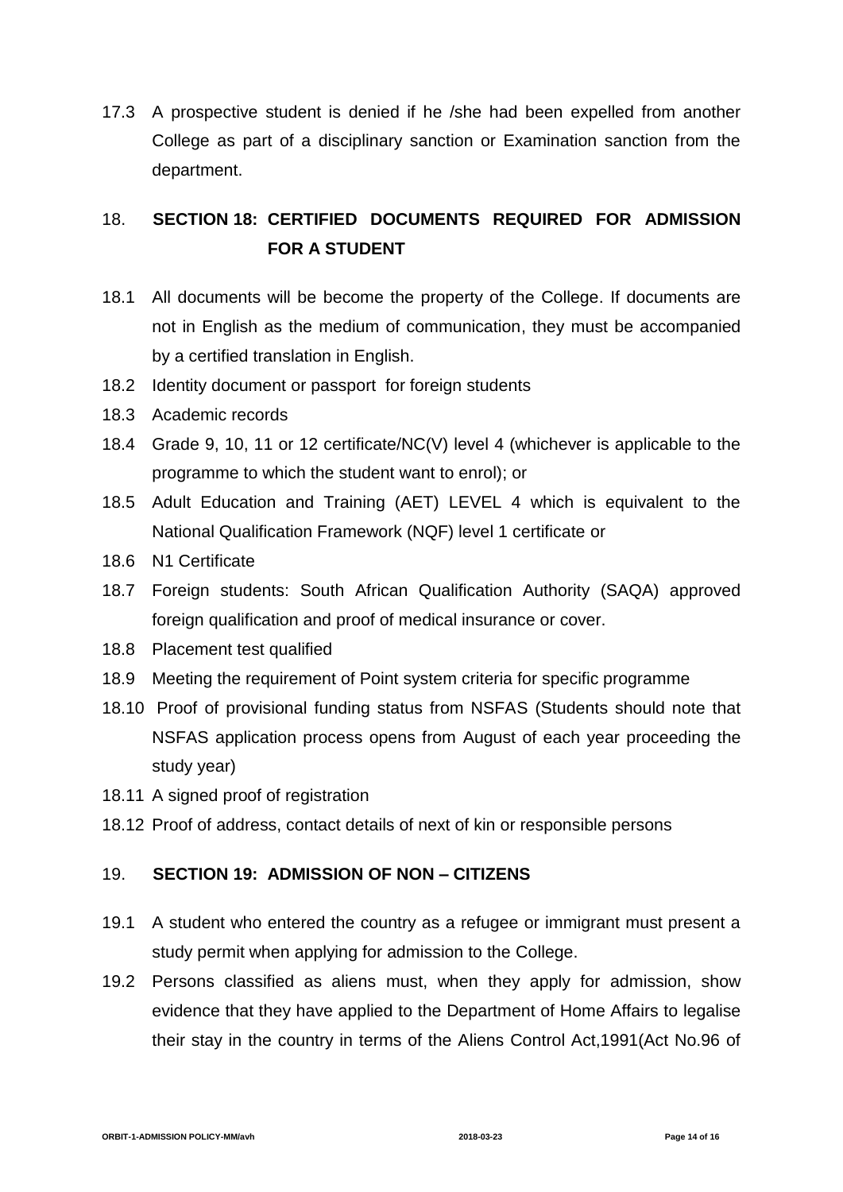17.3 A prospective student is denied if he /she had been expelled from another College as part of a disciplinary sanction or Examination sanction from the department.

## 18. SECTION 18: CERTIFIED DOCUMENTS REQUIRED FOR ADMISSION FOR A STUDENT

18.1 All documents will be become the property of the College. If documents are not in English as the medium of communication, they must be accompanied by a certified translation in English.

18.2 Identity document or passport for foreign students

18.3 Academic records

18.4 Grade 9, 10, 11 or 12 certificate/NC(V) level 4 (whichever is applicable to the programme to which the student want to enrol); or

18.5 Adult Education and Training (AET) LEVEL 4 which is equivalent to the National Qualification Framework (NQF) level 1 certificate or

18.6 N1 Certificate

18.7 Foreign students: South African Qualification Authority (SAQA) approved foreign qualification and proof of medical insurance or cover.

18.8 Placement test qualified

18.9 Meeting the requirement of Point system criteria for specific programme

18.10 Proof of provisional funding status from NSFAS (Students should note that NSFAS application process opens from August of each year proceeding the study year)

18.11 A signed proof of registration

18.12 Proof of address, contact details of next of kin or responsible persons

## 19. SECTION 19: ADMISSION OF NON – CITIZENS

19.1 A student who entered the country as a refugee or immigrant must present a study permit when applying for admission to the College.

19.2 Persons classified as aliens must, when they apply for admission, show evidence that they have applied to the Department of Home Affairs to legalise their stay in the country in terms of the Aliens Control Act,1991(Act No.96 of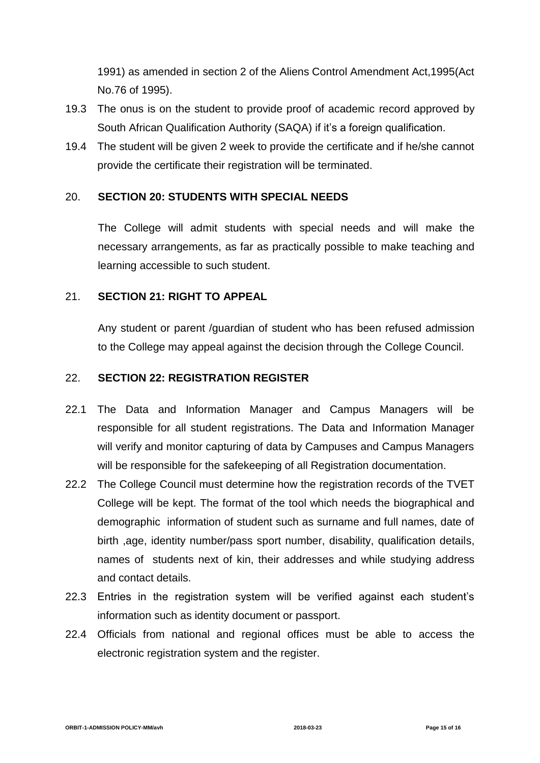1991) as amended in section 2 of the Aliens Control Amendment Act,1995(Act No.76 of 1995).

19.3 The onus is on the student to provide proof of academic record approved by South African Qualification Authority (SAQA) if it's a foreign qualification.

19.4 The student will be given 2 week to provide the certificate and if he/she cannot provide the certificate their registration will be terminated.

## 20. SECTION 20: STUDENTS WITH SPECIAL NEEDS

The College will admit students with special needs and will make the necessary arrangements, as far as practically possible to make teaching and learning accessible to such student.

## 21. SECTION 21: RIGHT TO APPEAL

Any student or parent /guardian of student who has been refused admission to the College may appeal against the decision through the College Council.

## 22. SECTION 22: REGISTRATION REGISTER

22.1 The Data and Information Manager and Campus Managers will be responsible for all student registrations. The Data and Information Manager will verify and monitor capturing of data by Campuses and Campus Managers will be responsible for the safekeeping of all Registration documentation.

22.2 The College Council must determine how the registration records of the TVET College will be kept. The format of the tool which needs the biographical and demographic information of student such as surname and full names, date of birth ,age, identity number/pass sport number, disability, qualification details, names of students next of kin, their addresses and while studying address and contact details.

22.3 Entries in the registration system will be verified against each student's information such as identity document or passport.

22.4 Officials from national and regional offices must be able to access the electronic registration system and the register.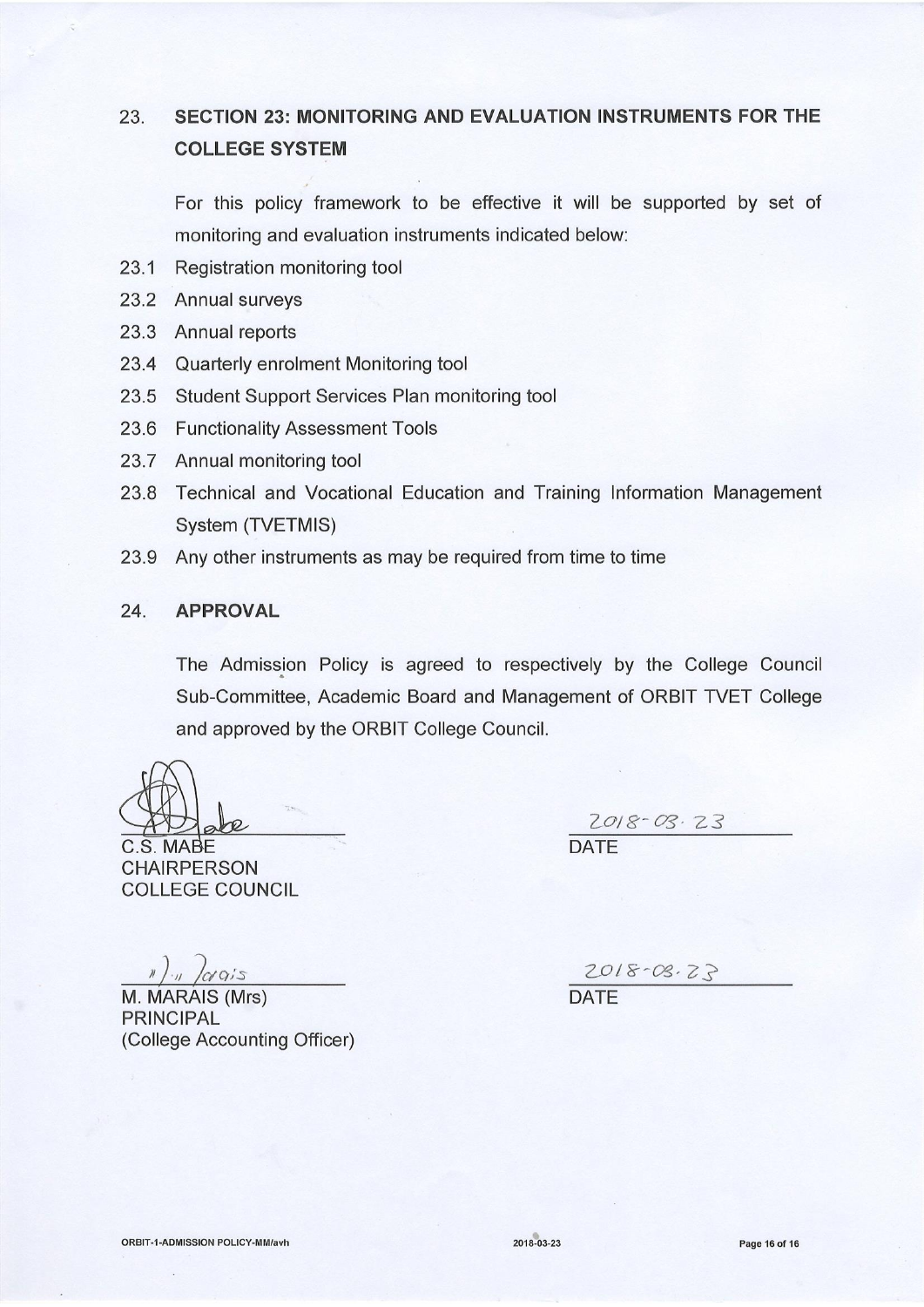## 23. SECTION 23: MONITORING AND EVALUATION INSTRUMENTS FOR THE COLLEGE SYSTEM

For this policy framework to be effective it will be supported by set of monitoring and evaluation instruments indicated below:

23.1 Registration monitoring tool

23.2 Annual surveys

23.3 Annual reports

23.4 Quarterly enrolment Monitoring tool

23.5 Student Support Services Plan monitoring tool

23.6 Functionality Assessment Tools

23.7 Annual monitoring tool

23.8 Technical and Vocational Education and Training Information Management System (TVETMIS)

23.9 Any other instruments as may be required from time to time

## 24. APPROVAL

The Admission Policy is agreed to respectively by the College Council Sub-Committee, Academic Board and Management of ORBIT TVET College and approved by the ORBIT College Council.

C.S. MABE
CHAIRPERSON
COLLEGE COUNCIL

2018-03-23
DATE

M. MARAIS (Mrs)
PRINCIPAL
(College Accounting Officer)

2018-03-23
DATE